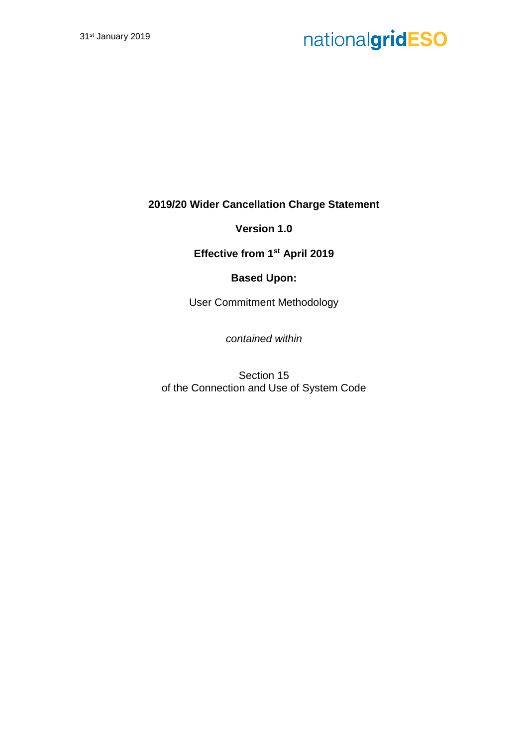31st January 2019

nationalgridESO

**2019/20 Wider Cancellation Charge Statement**

**Version 1.0**

**Effective from 1st April 2019**

**Based Upon:**

User Commitment Methodology

*contained within*

Section 15
of the Connection and Use of System Code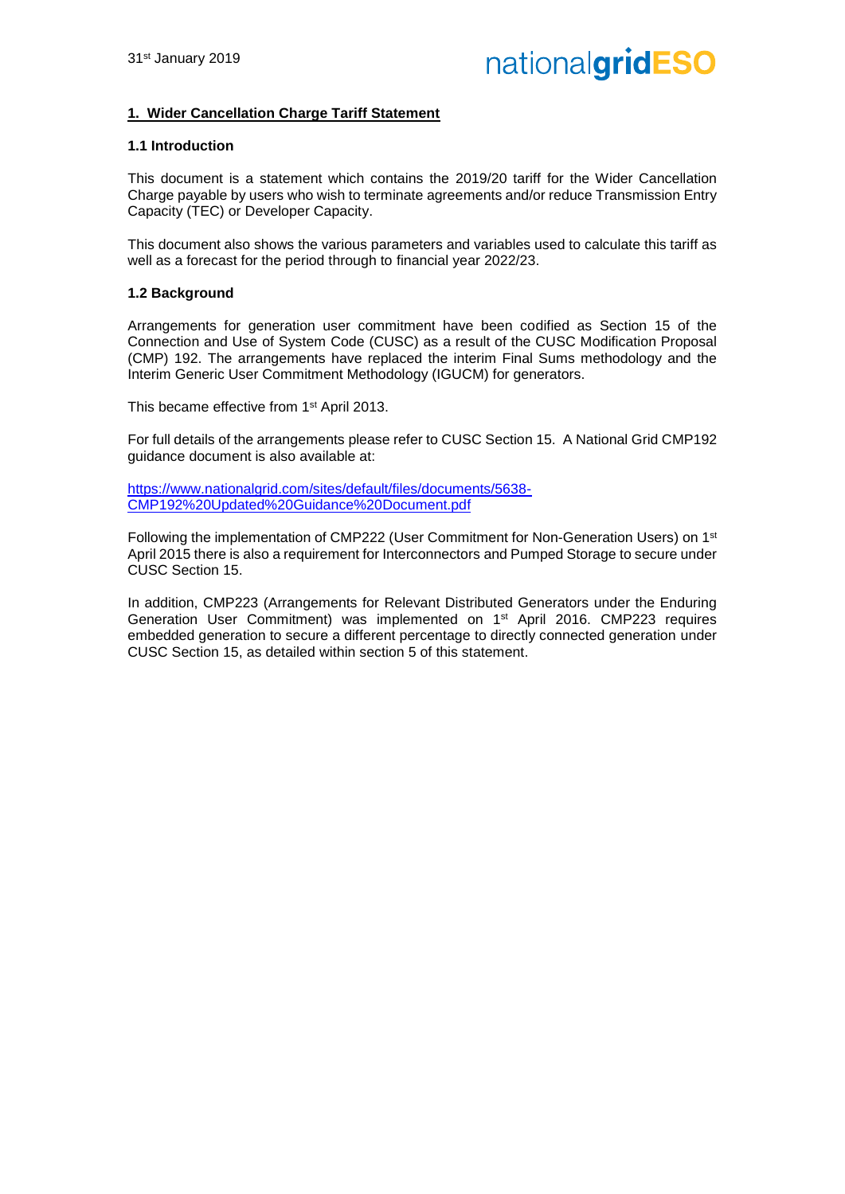## 1. Wider Cancellation Charge Tariff Statement

### 1.1 Introduction

This document is a statement which contains the 2019/20 tariff for the Wider Cancellation Charge payable by users who wish to terminate agreements and/or reduce Transmission Entry Capacity (TEC) or Developer Capacity.

This document also shows the various parameters and variables used to calculate this tariff as well as a forecast for the period through to financial year 2022/23.

### 1.2 Background

Arrangements for generation user commitment have been codified as Section 15 of the Connection and Use of System Code (CUSC) as a result of the CUSC Modification Proposal (CMP) 192. The arrangements have replaced the interim Final Sums methodology and the Interim Generic User Commitment Methodology (IGUCM) for generators.

This became effective from 1st April 2013.

For full details of the arrangements please refer to CUSC Section 15. A National Grid CMP192 guidance document is also available at:

https://www.nationalgrid.com/sites/default/files/documents/5638-CMP192%20Updated%20Guidance%20Document.pdf

Following the implementation of CMP222 (User Commitment for Non-Generation Users) on 1st April 2015 there is also a requirement for Interconnectors and Pumped Storage to secure under CUSC Section 15.

In addition, CMP223 (Arrangements for Relevant Distributed Generators under the Enduring Generation User Commitment) was implemented on 1st April 2016. CMP223 requires embedded generation to secure a different percentage to directly connected generation under CUSC Section 15, as detailed within section 5 of this statement.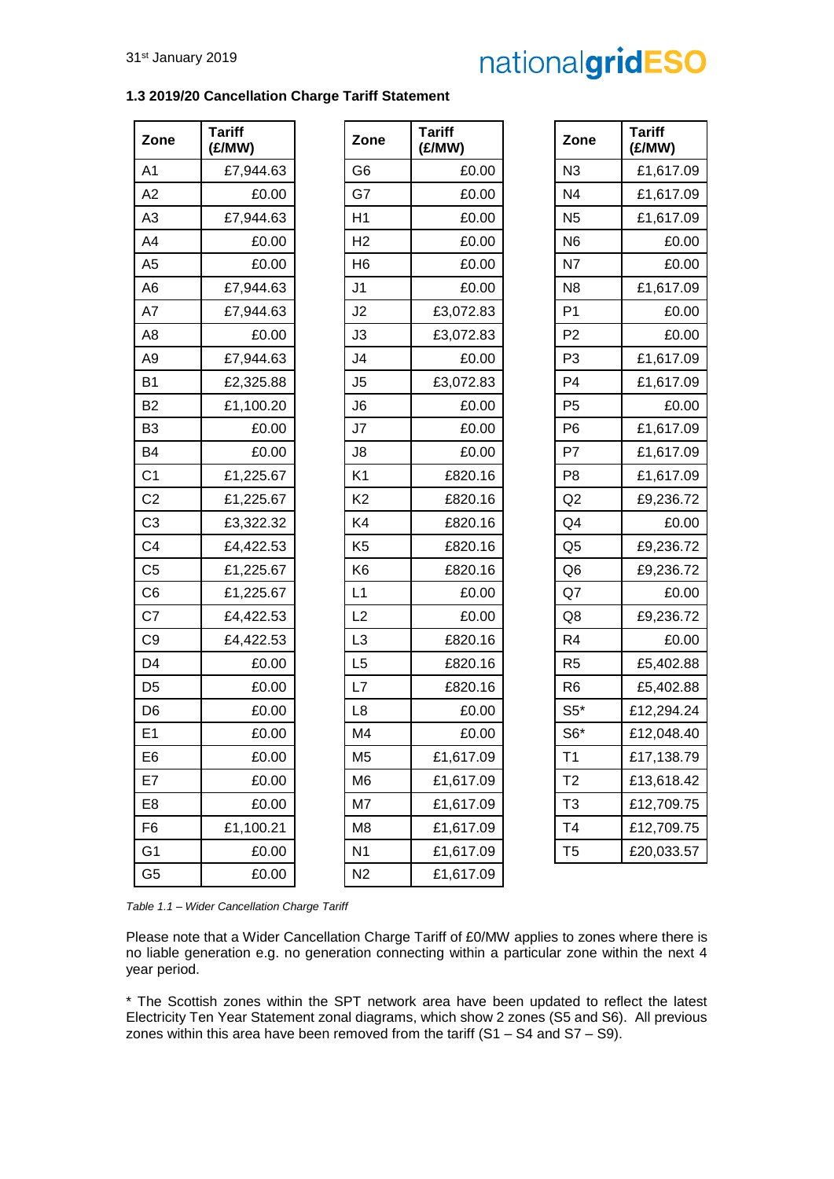### 1.3 2019/20 Cancellation Charge Tariff Statement

| Zone | Tariff (£/MW) |
|---|---|
| A1 | £7,944.63 |
| A2 | £0.00 |
| A3 | £7,944.63 |
| A4 | £0.00 |
| A5 | £0.00 |
| A6 | £7,944.63 |
| A7 | £7,944.63 |
| A8 | £0.00 |
| A9 | £7,944.63 |
| B1 | £2,325.88 |
| B2 | £1,100.20 |
| B3 | £0.00 |
| B4 | £0.00 |
| C1 | £1,225.67 |
| C2 | £1,225.67 |
| C3 | £3,322.32 |
| C4 | £4,422.53 |
| C5 | £1,225.67 |
| C6 | £1,225.67 |
| C7 | £4,422.53 |
| C9 | £4,422.53 |
| D4 | £0.00 |
| D5 | £0.00 |
| D6 | £0.00 |
| E1 | £0.00 |
| E6 | £0.00 |
| E7 | £0.00 |
| E8 | £0.00 |
| F6 | £1,100.21 |
| G1 | £0.00 |
| G5 | £0.00 |
| G6 | £0.00 |
| G7 | £0.00 |
| H1 | £0.00 |
| H2 | £0.00 |
| H6 | £0.00 |
| J1 | £0.00 |
| J2 | £3,072.83 |
| J3 | £3,072.83 |
| J4 | £0.00 |
| J5 | £3,072.83 |
| J6 | £0.00 |
| J7 | £0.00 |
| J8 | £0.00 |
| K1 | £820.16 |
| K2 | £820.16 |
| K4 | £820.16 |
| K5 | £820.16 |
| K6 | £820.16 |
| L1 | £0.00 |
| L2 | £0.00 |
| L3 | £820.16 |
| L5 | £820.16 |
| L7 | £820.16 |
| L8 | £0.00 |
| M4 | £0.00 |
| M5 | £1,617.09 |
| M6 | £1,617.09 |
| M7 | £1,617.09 |
| M8 | £1,617.09 |
| N1 | £1,617.09 |
| N2 | £1,617.09 |
| N3 | £1,617.09 |
| N4 | £1,617.09 |
| N5 | £1,617.09 |
| N6 | £0.00 |
| N7 | £0.00 |
| N8 | £1,617.09 |
| P1 | £0.00 |
| P2 | £0.00 |
| P3 | £1,617.09 |
| P4 | £1,617.09 |
| P5 | £0.00 |
| P6 | £1,617.09 |
| P7 | £1,617.09 |
| P8 | £1,617.09 |
| Q2 | £9,236.72 |
| Q4 | £0.00 |
| Q5 | £9,236.72 |
| Q6 | £9,236.72 |
| Q7 | £0.00 |
| Q8 | £9,236.72 |
| R4 | £0.00 |
| R5 | £5,402.88 |
| R6 | £5,402.88 |
| S5* | £12,294.24 |
| S6* | £12,048.40 |
| T1 | £17,138.79 |
| T2 | £13,618.42 |
| T3 | £12,709.75 |
| T4 | £12,709.75 |
| T5 | £20,033.57 |

*Table 1.1 – Wider Cancellation Charge Tariff*

Please note that a Wider Cancellation Charge Tariff of £0/MW applies to zones where there is no liable generation e.g. no generation connecting within a particular zone within the next 4 year period.

* The Scottish zones within the SPT network area have been updated to reflect the latest Electricity Ten Year Statement zonal diagrams, which show 2 zones (S5 and S6). All previous zones within this area have been removed from the tariff (S1 – S4 and S7 – S9).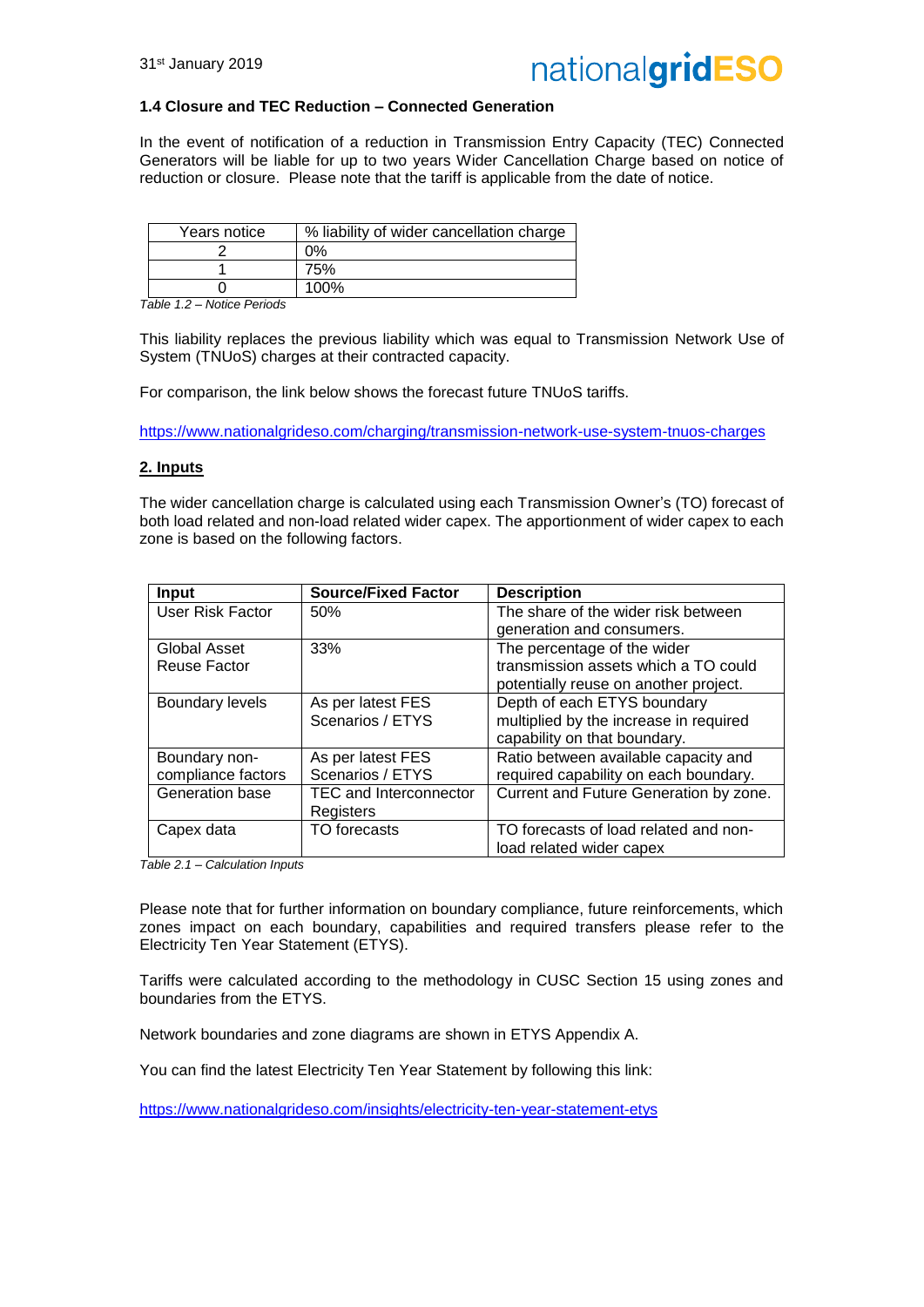### 1.4 Closure and TEC Reduction – Connected Generation

In the event of notification of a reduction in Transmission Entry Capacity (TEC) Connected Generators will be liable for up to two years Wider Cancellation Charge based on notice of reduction or closure. Please note that the tariff is applicable from the date of notice.

| Years notice | % liability of wider cancellation charge |
| --- | --- |
| 2 | 0% |
| 1 | 75% |
| 0 | 100% |

*Table 1.2 – Notice Periods*

This liability replaces the previous liability which was equal to Transmission Network Use of System (TNUoS) charges at their contracted capacity.

For comparison, the link below shows the forecast future TNUoS tariffs.

https://www.nationalgrideso.com/charging/transmission-network-use-system-tnuos-charges

## 2. Inputs

The wider cancellation charge is calculated using each Transmission Owner's (TO) forecast of both load related and non-load related wider capex. The apportionment of wider capex to each zone is based on the following factors.

| Input | Source/Fixed Factor | Description |
| --- | --- | --- |
| User Risk Factor | 50% | The share of the wider risk between generation and consumers. |
| Global Asset Reuse Factor | 33% | The percentage of the wider transmission assets which a TO could potentially reuse on another project. |
| Boundary levels | As per latest FES Scenarios / ETYS | Depth of each ETYS boundary multiplied by the increase in required capability on that boundary. |
| Boundary non-compliance factors | As per latest FES Scenarios / ETYS | Ratio between available capacity and required capability on each boundary. |
| Generation base | TEC and Interconnector Registers | Current and Future Generation by zone. |
| Capex data | TO forecasts | TO forecasts of load related and non-load related wider capex |

*Table 2.1 – Calculation Inputs*

Please note that for further information on boundary compliance, future reinforcements, which zones impact on each boundary, capabilities and required transfers please refer to the Electricity Ten Year Statement (ETYS).

Tariffs were calculated according to the methodology in CUSC Section 15 using zones and boundaries from the ETYS.

Network boundaries and zone diagrams are shown in ETYS Appendix A.

You can find the latest Electricity Ten Year Statement by following this link:

https://www.nationalgrideso.com/insights/electricity-ten-year-statement-etys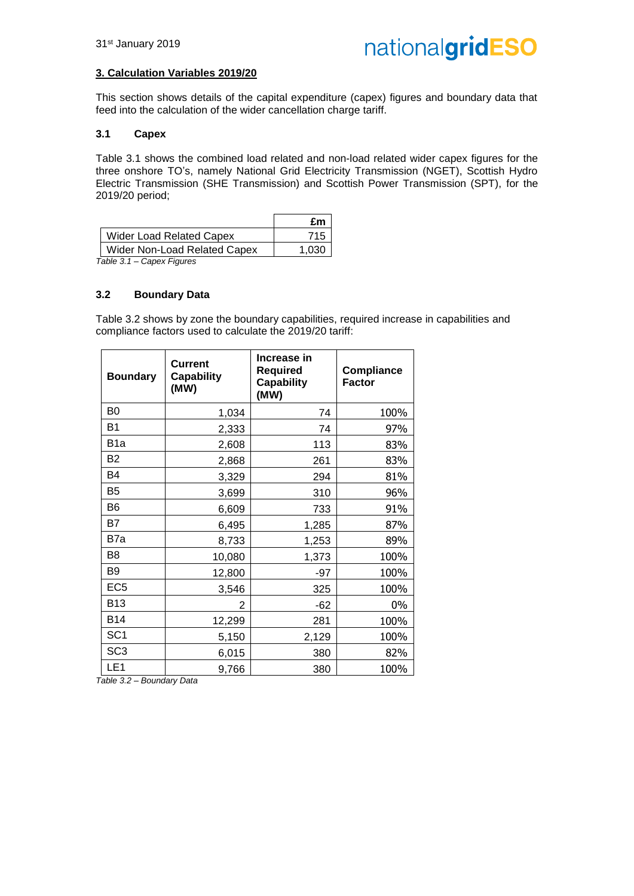## 3. Calculation Variables 2019/20

This section shows details of the capital expenditure (capex) figures and boundary data that feed into the calculation of the wider cancellation charge tariff.

### 3.1 Capex

Table 3.1 shows the combined load related and non-load related wider capex figures for the three onshore TO's, namely National Grid Electricity Transmission (NGET), Scottish Hydro Electric Transmission (SHE Transmission) and Scottish Power Transmission (SPT), for the 2019/20 period;

| | £m |
|---|---|
| Wider Load Related Capex | 715 |
| Wider Non-Load Related Capex | 1,030 |

*Table 3.1 – Capex Figures*

### 3.2 Boundary Data

Table 3.2 shows by zone the boundary capabilities, required increase in capabilities and compliance factors used to calculate the 2019/20 tariff:

| Boundary | Current Capability (MW) | Increase in Required Capability (MW) | Compliance Factor |
|---|---|---|---|
| B0 | 1,034 | 74 | 100% |
| B1 | 2,333 | 74 | 97% |
| B1a | 2,608 | 113 | 83% |
| B2 | 2,868 | 261 | 83% |
| B4 | 3,329 | 294 | 81% |
| B5 | 3,699 | 310 | 96% |
| B6 | 6,609 | 733 | 91% |
| B7 | 6,495 | 1,285 | 87% |
| B7a | 8,733 | 1,253 | 89% |
| B8 | 10,080 | 1,373 | 100% |
| B9 | 12,800 | -97 | 100% |
| EC5 | 3,546 | 325 | 100% |
| B13 | 2 | -62 | 0% |
| B14 | 12,299 | 281 | 100% |
| SC1 | 5,150 | 2,129 | 100% |
| SC3 | 6,015 | 380 | 82% |
| LE1 | 9,766 | 380 | 100% |

*Table 3.2 – Boundary Data*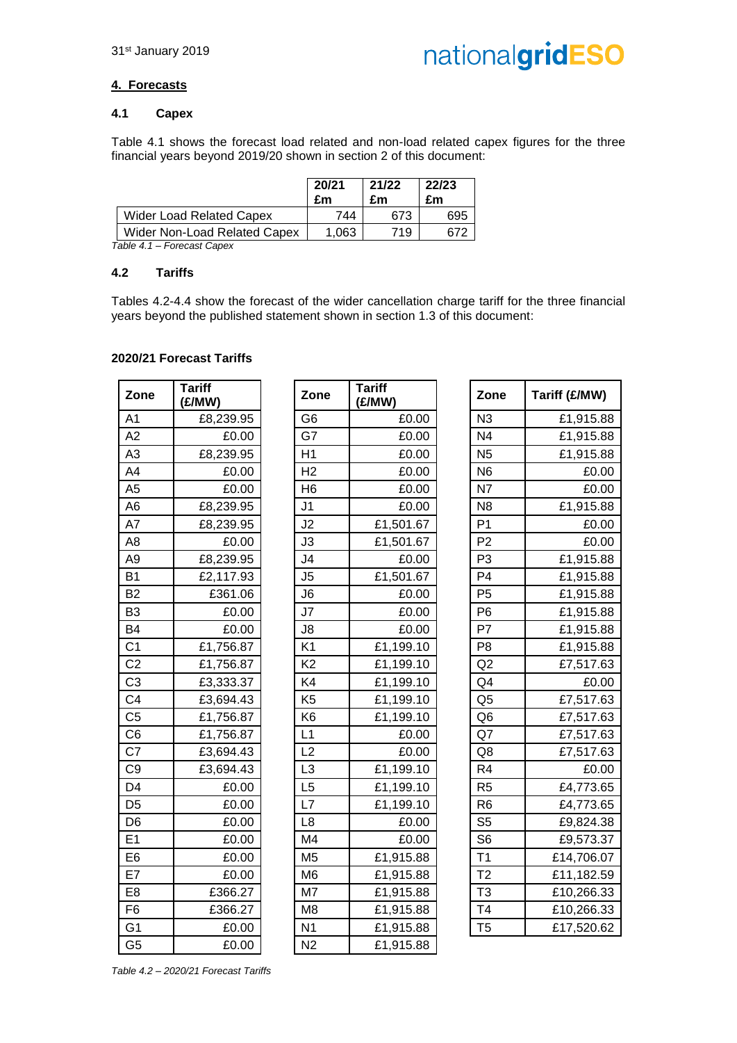## 4. Forecasts

### 4.1 Capex

Table 4.1 shows the forecast load related and non-load related capex figures for the three financial years beyond 2019/20 shown in section 2 of this document:

| | 20/21 £m | 21/22 £m | 22/23 £m |
|---|---|---|---|
| Wider Load Related Capex | 744 | 673 | 695 |
| Wider Non-Load Related Capex | 1,063 | 719 | 672 |

*Table 4.1 – Forecast Capex*

### 4.2 Tariffs

Tables 4.2-4.4 show the forecast of the wider cancellation charge tariff for the three financial years beyond the published statement shown in section 1.3 of this document:

**2020/21 Forecast Tariffs**

| Zone | Tariff (£/MW) |
|---|---|
| A1 | £8,239.95 |
| A2 | £0.00 |
| A3 | £8,239.95 |
| A4 | £0.00 |
| A5 | £0.00 |
| A6 | £8,239.95 |
| A7 | £8,239.95 |
| A8 | £0.00 |
| A9 | £8,239.95 |
| B1 | £2,117.93 |
| B2 | £361.06 |
| B3 | £0.00 |
| B4 | £0.00 |
| C1 | £1,756.87 |
| C2 | £1,756.87 |
| C3 | £3,333.37 |
| C4 | £3,694.43 |
| C5 | £1,756.87 |
| C6 | £1,756.87 |
| C7 | £3,694.43 |
| C9 | £3,694.43 |
| D4 | £0.00 |
| D5 | £0.00 |
| D6 | £0.00 |
| E1 | £0.00 |
| E6 | £0.00 |
| E7 | £0.00 |
| E8 | £366.27 |
| F6 | £366.27 |
| G1 | £0.00 |
| G5 | £0.00 |

| Zone | Tariff (£/MW) |
|---|---|
| G6 | £0.00 |
| G7 | £0.00 |
| H1 | £0.00 |
| H2 | £0.00 |
| H6 | £0.00 |
| J1 | £0.00 |
| J2 | £1,501.67 |
| J3 | £1,501.67 |
| J4 | £0.00 |
| J5 | £1,501.67 |
| J6 | £0.00 |
| J7 | £0.00 |
| J8 | £0.00 |
| K1 | £1,199.10 |
| K2 | £1,199.10 |
| K4 | £1,199.10 |
| K5 | £1,199.10 |
| K6 | £1,199.10 |
| L1 | £0.00 |
| L2 | £0.00 |
| L3 | £1,199.10 |
| L5 | £1,199.10 |
| L7 | £1,199.10 |
| L8 | £0.00 |
| M4 | £0.00 |
| M5 | £1,915.88 |
| M6 | £1,915.88 |
| M7 | £1,915.88 |
| M8 | £1,915.88 |
| N1 | £1,915.88 |
| N2 | £1,915.88 |

| Zone | Tariff (£/MW) |
|---|---|
| N3 | £1,915.88 |
| N4 | £1,915.88 |
| N5 | £1,915.88 |
| N6 | £0.00 |
| N7 | £0.00 |
| N8 | £1,915.88 |
| P1 | £0.00 |
| P2 | £0.00 |
| P3 | £1,915.88 |
| P4 | £1,915.88 |
| P5 | £1,915.88 |
| P6 | £1,915.88 |
| P7 | £1,915.88 |
| P8 | £1,915.88 |
| Q2 | £7,517.63 |
| Q4 | £0.00 |
| Q5 | £7,517.63 |
| Q6 | £7,517.63 |
| Q7 | £7,517.63 |
| Q8 | £7,517.63 |
| R4 | £0.00 |
| R5 | £4,773.65 |
| R6 | £4,773.65 |
| S5 | £9,824.38 |
| S6 | £9,573.37 |
| T1 | £14,706.07 |
| T2 | £11,182.59 |
| T3 | £10,266.33 |
| T4 | £10,266.33 |
| T5 | £17,520.62 |

*Table 4.2 – 2020/21 Forecast Tariffs*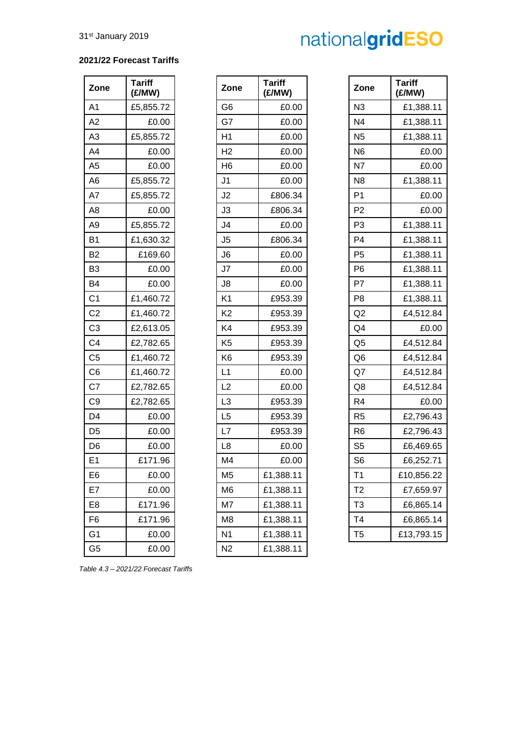31st January 2019

**2021/22 Forecast Tariffs**

| Zone | Tariff (£/MW) |
|---|---|
| A1 | £5,855.72 |
| A2 | £0.00 |
| A3 | £5,855.72 |
| A4 | £0.00 |
| A5 | £0.00 |
| A6 | £5,855.72 |
| A7 | £5,855.72 |
| A8 | £0.00 |
| A9 | £5,855.72 |
| B1 | £1,630.32 |
| B2 | £169.60 |
| B3 | £0.00 |
| B4 | £0.00 |
| C1 | £1,460.72 |
| C2 | £1,460.72 |
| C3 | £2,613.05 |
| C4 | £2,782.65 |
| C5 | £1,460.72 |
| C6 | £1,460.72 |
| C7 | £2,782.65 |
| C9 | £2,782.65 |
| D4 | £0.00 |
| D5 | £0.00 |
| D6 | £0.00 |
| E1 | £171.96 |
| E6 | £0.00 |
| E7 | £0.00 |
| E8 | £171.96 |
| F6 | £171.96 |
| G1 | £0.00 |
| G5 | £0.00 |

| Zone | Tariff (£/MW) |
|---|---|
| G6 | £0.00 |
| G7 | £0.00 |
| H1 | £0.00 |
| H2 | £0.00 |
| H6 | £0.00 |
| J1 | £0.00 |
| J2 | £806.34 |
| J3 | £806.34 |
| J4 | £0.00 |
| J5 | £806.34 |
| J6 | £0.00 |
| J7 | £0.00 |
| J8 | £0.00 |
| K1 | £953.39 |
| K2 | £953.39 |
| K4 | £953.39 |
| K5 | £953.39 |
| K6 | £953.39 |
| L1 | £0.00 |
| L2 | £0.00 |
| L3 | £953.39 |
| L5 | £953.39 |
| L7 | £953.39 |
| L8 | £0.00 |
| M4 | £0.00 |
| M5 | £1,388.11 |
| M6 | £1,388.11 |
| M7 | £1,388.11 |
| M8 | £1,388.11 |
| N1 | £1,388.11 |
| N2 | £1,388.11 |

| Zone | Tariff (£/MW) |
|---|---|
| N3 | £1,388.11 |
| N4 | £1,388.11 |
| N5 | £1,388.11 |
| N6 | £0.00 |
| N7 | £0.00 |
| N8 | £1,388.11 |
| P1 | £0.00 |
| P2 | £0.00 |
| P3 | £1,388.11 |
| P4 | £1,388.11 |
| P5 | £1,388.11 |
| P6 | £1,388.11 |
| P7 | £1,388.11 |
| P8 | £1,388.11 |
| Q2 | £4,512.84 |
| Q4 | £0.00 |
| Q5 | £4,512.84 |
| Q6 | £4,512.84 |
| Q7 | £4,512.84 |
| Q8 | £4,512.84 |
| R4 | £0.00 |
| R5 | £2,796.43 |
| R6 | £2,796.43 |
| S5 | £6,469.65 |
| S6 | £6,252.71 |
| T1 | £10,856.22 |
| T2 | £7,659.97 |
| T3 | £6,865.14 |
| T4 | £6,865.14 |
| T5 | £13,793.15 |

*Table 4.3 – 2021/22 Forecast Tariffs*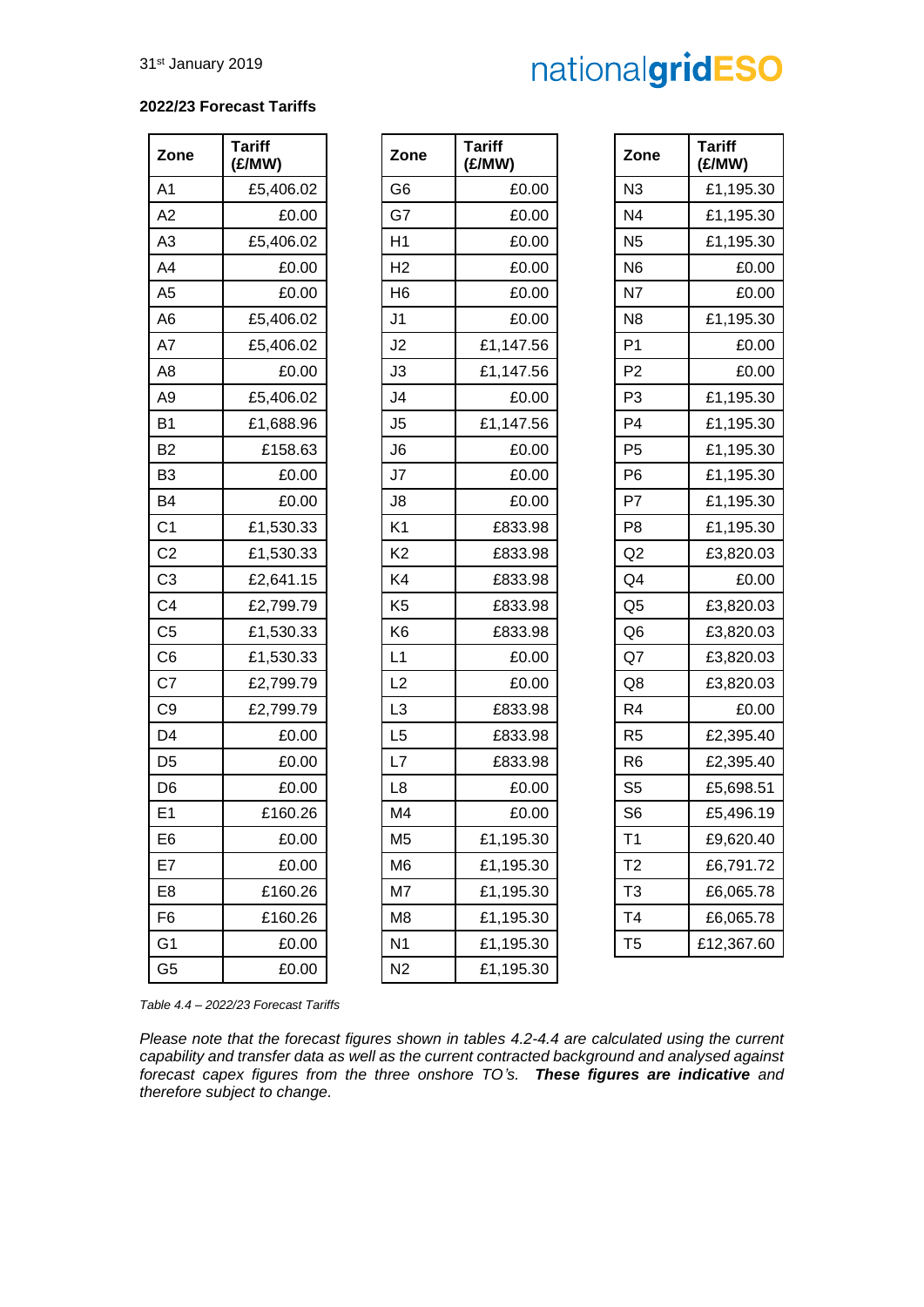**2022/23 Forecast Tariffs**

| Zone | Tariff (£/MW) |
|---|---|
| A1 | £5,406.02 |
| A2 | £0.00 |
| A3 | £5,406.02 |
| A4 | £0.00 |
| A5 | £0.00 |
| A6 | £5,406.02 |
| A7 | £5,406.02 |
| A8 | £0.00 |
| A9 | £5,406.02 |
| B1 | £1,688.96 |
| B2 | £158.63 |
| B3 | £0.00 |
| B4 | £0.00 |
| C1 | £1,530.33 |
| C2 | £1,530.33 |
| C3 | £2,641.15 |
| C4 | £2,799.79 |
| C5 | £1,530.33 |
| C6 | £1,530.33 |
| C7 | £2,799.79 |
| C9 | £2,799.79 |
| D4 | £0.00 |
| D5 | £0.00 |
| D6 | £0.00 |
| E1 | £160.26 |
| E6 | £0.00 |
| E7 | £0.00 |
| E8 | £160.26 |
| F6 | £160.26 |
| G1 | £0.00 |
| G5 | £0.00 |

| Zone | Tariff (£/MW) |
|---|---|
| G6 | £0.00 |
| G7 | £0.00 |
| H1 | £0.00 |
| H2 | £0.00 |
| H6 | £0.00 |
| J1 | £0.00 |
| J2 | £1,147.56 |
| J3 | £1,147.56 |
| J4 | £0.00 |
| J5 | £1,147.56 |
| J6 | £0.00 |
| J7 | £0.00 |
| J8 | £0.00 |
| K1 | £833.98 |
| K2 | £833.98 |
| K4 | £833.98 |
| K5 | £833.98 |
| K6 | £833.98 |
| L1 | £0.00 |
| L2 | £0.00 |
| L3 | £833.98 |
| L5 | £833.98 |
| L7 | £833.98 |
| L8 | £0.00 |
| M4 | £0.00 |
| M5 | £1,195.30 |
| M6 | £1,195.30 |
| M7 | £1,195.30 |
| M8 | £1,195.30 |
| N1 | £1,195.30 |
| N2 | £1,195.30 |

| Zone | Tariff (£/MW) |
|---|---|
| N3 | £1,195.30 |
| N4 | £1,195.30 |
| N5 | £1,195.30 |
| N6 | £0.00 |
| N7 | £0.00 |
| N8 | £1,195.30 |
| P1 | £0.00 |
| P2 | £0.00 |
| P3 | £1,195.30 |
| P4 | £1,195.30 |
| P5 | £1,195.30 |
| P6 | £1,195.30 |
| P7 | £1,195.30 |
| P8 | £1,195.30 |
| Q2 | £3,820.03 |
| Q4 | £0.00 |
| Q5 | £3,820.03 |
| Q6 | £3,820.03 |
| Q7 | £3,820.03 |
| Q8 | £3,820.03 |
| R4 | £0.00 |
| R5 | £2,395.40 |
| R6 | £2,395.40 |
| S5 | £5,698.51 |
| S6 | £5,496.19 |
| T1 | £9,620.40 |
| T2 | £6,791.72 |
| T3 | £6,065.78 |
| T4 | £6,065.78 |
| T5 | £12,367.60 |

*Table 4.4 – 2022/23 Forecast Tariffs*

*Please note that the forecast figures shown in tables 4.2-4.4 are calculated using the current capability and transfer data as well as the current contracted background and analysed against forecast capex figures from the three onshore TO's.* ***These figures are indicative*** *and therefore subject to change.*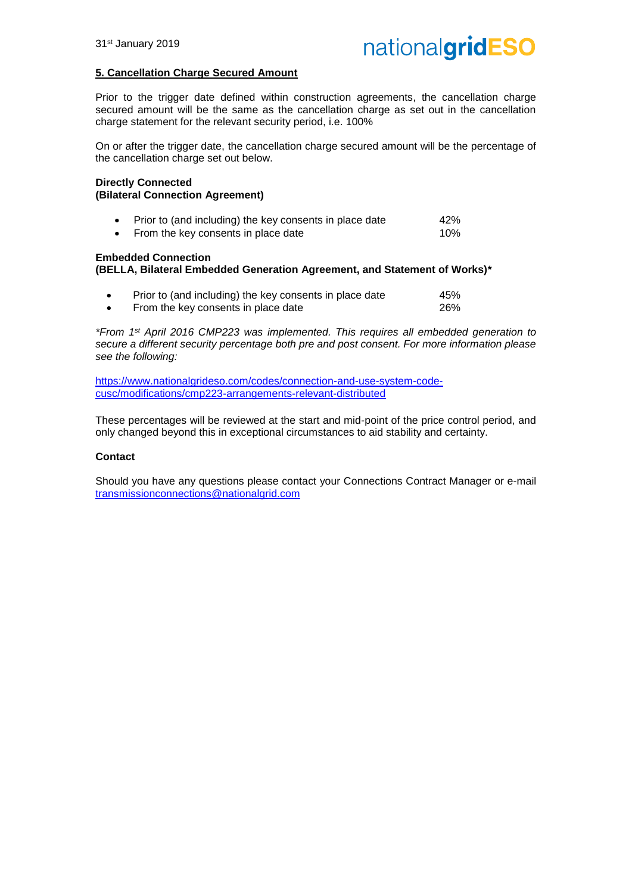## 5. Cancellation Charge Secured Amount

Prior to the trigger date defined within construction agreements, the cancellation charge secured amount will be the same as the cancellation charge as set out in the cancellation charge statement for the relevant security period, i.e. 100%

On or after the trigger date, the cancellation charge secured amount will be the percentage of the cancellation charge set out below.

**Directly Connected**
**(Bilateral Connection Agreement)**

- Prior to (and including) the key consents in place date 42%
- From the key consents in place date 10%

**Embedded Connection**
**(BELLA, Bilateral Embedded Generation Agreement, and Statement of Works)***

- Prior to (and including) the key consents in place date 45%
- From the key consents in place date 26%

*\*From 1st April 2016 CMP223 was implemented. This requires all embedded generation to secure a different security percentage both pre and post consent. For more information please see the following:*

https://www.nationalgrideso.com/codes/connection-and-use-system-code-cusc/modifications/cmp223-arrangements-relevant-distributed

These percentages will be reviewed at the start and mid-point of the price control period, and only changed beyond this in exceptional circumstances to aid stability and certainty.

**Contact**

Should you have any questions please contact your Connections Contract Manager or e-mail transmissionconnections@nationalgrid.com